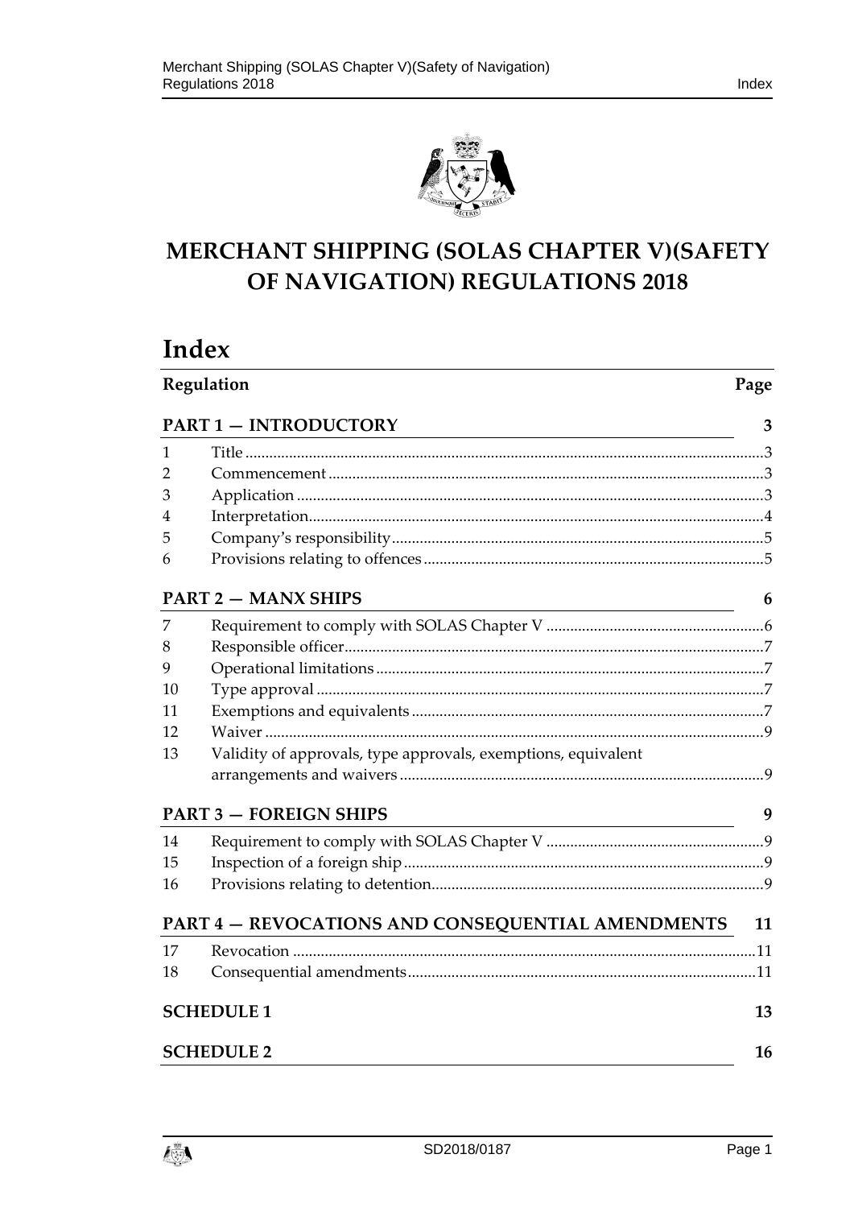# MERCHANT SHIPPING (SOLAS CHAPTER V)(SAFETY OF NAVIGATION) REGULATIONS 2018

## Index

| Regulation | | Page |
|---|---|---|
| **PART 1 — INTRODUCTORY** | | **3** |
| 1 | Title | 3 |
| 2 | Commencement | 3 |
| 3 | Application | 3 |
| 4 | Interpretation | 4 |
| 5 | Company's responsibility | 5 |
| 6 | Provisions relating to offences | 5 |
| **PART 2 — MANX SHIPS** | | **6** |
| 7 | Requirement to comply with SOLAS Chapter V | 6 |
| 8 | Responsible officer | 7 |
| 9 | Operational limitations | 7 |
| 10 | Type approval | 7 |
| 11 | Exemptions and equivalents | 7 |
| 12 | Waiver | 9 |
| 13 | Validity of approvals, type approvals, exemptions, equivalent arrangements and waivers | 9 |
| **PART 3 — FOREIGN SHIPS** | | **9** |
| 14 | Requirement to comply with SOLAS Chapter V | 9 |
| 15 | Inspection of a foreign ship | 9 |
| 16 | Provisions relating to detention | 9 |
| **PART 4 — REVOCATIONS AND CONSEQUENTIAL AMENDMENTS** | | **11** |
| 17 | Revocation | 11 |
| 18 | Consequential amendments | 11 |
| **SCHEDULE 1** | | **13** |
| **SCHEDULE 2** | | **16** |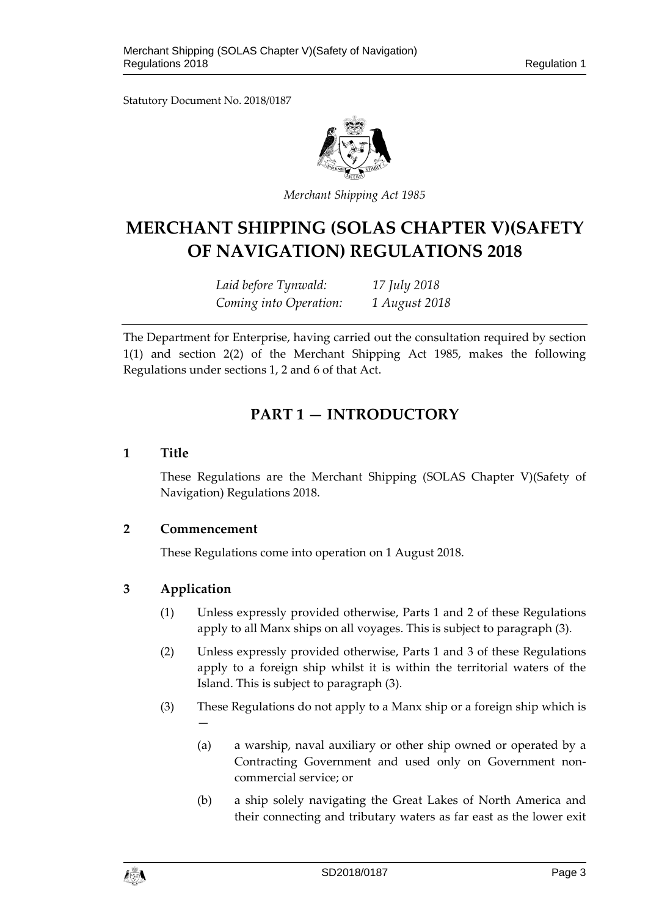Statutory Document No. 2018/0187

*Merchant Shipping Act 1985*

# MERCHANT SHIPPING (SOLAS CHAPTER V)(SAFETY OF NAVIGATION) REGULATIONS 2018

*Laid before Tynwald:* *17 July 2018*
*Coming into Operation:* *1 August 2018*

The Department for Enterprise, having carried out the consultation required by section 1(1) and section 2(2) of the Merchant Shipping Act 1985, makes the following Regulations under sections 1, 2 and 6 of that Act.

## PART 1 — INTRODUCTORY

### 1 Title

These Regulations are the Merchant Shipping (SOLAS Chapter V)(Safety of Navigation) Regulations 2018.

### 2 Commencement

These Regulations come into operation on 1 August 2018.

### 3 Application

(1) Unless expressly provided otherwise, Parts 1 and 2 of these Regulations apply to all Manx ships on all voyages. This is subject to paragraph (3).

(2) Unless expressly provided otherwise, Parts 1 and 3 of these Regulations apply to a foreign ship whilst it is within the territorial waters of the Island. This is subject to paragraph (3).

(3) These Regulations do not apply to a Manx ship or a foreign ship which is —

(a) a warship, naval auxiliary or other ship owned or operated by a Contracting Government and used only on Government non-commercial service; or

(b) a ship solely navigating the Great Lakes of North America and their connecting and tributary waters as far east as the lower exit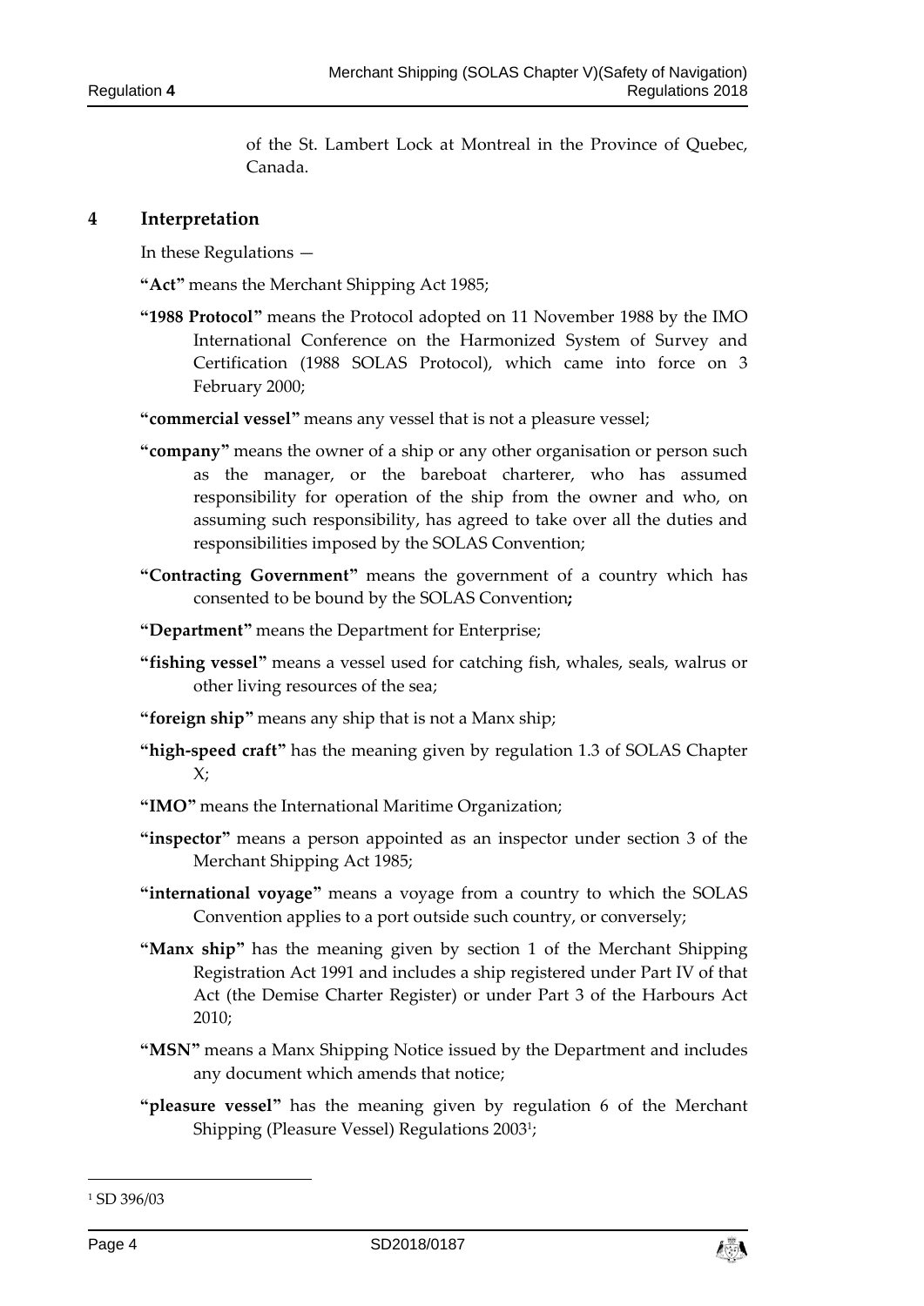of the St. Lambert Lock at Montreal in the Province of Quebec, Canada.

## 4 Interpretation

In these Regulations —

**"Act"** means the Merchant Shipping Act 1985;

**"1988 Protocol"** means the Protocol adopted on 11 November 1988 by the IMO International Conference on the Harmonized System of Survey and Certification (1988 SOLAS Protocol), which came into force on 3 February 2000;

**"commercial vessel"** means any vessel that is not a pleasure vessel;

**"company"** means the owner of a ship or any other organisation or person such as the manager, or the bareboat charterer, who has assumed responsibility for operation of the ship from the owner and who, on assuming such responsibility, has agreed to take over all the duties and responsibilities imposed by the SOLAS Convention;

**"Contracting Government"** means the government of a country which has consented to be bound by the SOLAS Convention**;**

**"Department"** means the Department for Enterprise;

**"fishing vessel"** means a vessel used for catching fish, whales, seals, walrus or other living resources of the sea;

**"foreign ship"** means any ship that is not a Manx ship;

**"high-speed craft"** has the meaning given by regulation 1.3 of SOLAS Chapter X;

**"IMO"** means the International Maritime Organization;

**"inspector"** means a person appointed as an inspector under section 3 of the Merchant Shipping Act 1985;

**"international voyage"** means a voyage from a country to which the SOLAS Convention applies to a port outside such country, or conversely;

**"Manx ship"** has the meaning given by section 1 of the Merchant Shipping Registration Act 1991 and includes a ship registered under Part IV of that Act (the Demise Charter Register) or under Part 3 of the Harbours Act 2010;

**"MSN"** means a Manx Shipping Notice issued by the Department and includes any document which amends that notice;

**"pleasure vessel"** has the meaning given by regulation 6 of the Merchant Shipping (Pleasure Vessel) Regulations 2003[1];

[1] SD 396/03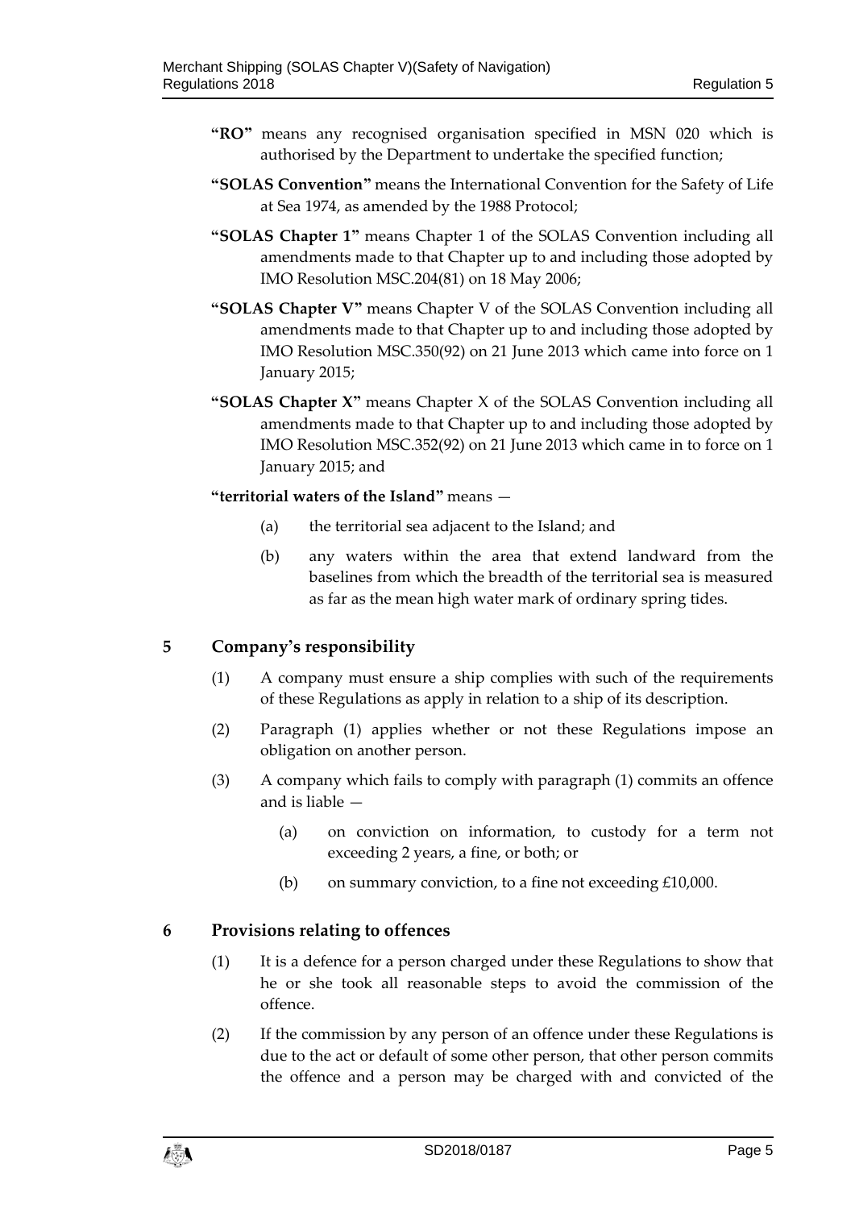**"RO"** means any recognised organisation specified in MSN 020 which is authorised by the Department to undertake the specified function;

**"SOLAS Convention"** means the International Convention for the Safety of Life at Sea 1974, as amended by the 1988 Protocol;

**"SOLAS Chapter 1"** means Chapter 1 of the SOLAS Convention including all amendments made to that Chapter up to and including those adopted by IMO Resolution MSC.204(81) on 18 May 2006;

**"SOLAS Chapter V"** means Chapter V of the SOLAS Convention including all amendments made to that Chapter up to and including those adopted by IMO Resolution MSC.350(92) on 21 June 2013 which came into force on 1 January 2015;

**"SOLAS Chapter X"** means Chapter X of the SOLAS Convention including all amendments made to that Chapter up to and including those adopted by IMO Resolution MSC.352(92) on 21 June 2013 which came in to force on 1 January 2015; and

**"territorial waters of the Island"** means —

(a) the territorial sea adjacent to the Island; and

(b) any waters within the area that extend landward from the baselines from which the breadth of the territorial sea is measured as far as the mean high water mark of ordinary spring tides.

## 5 Company's responsibility

(1) A company must ensure a ship complies with such of the requirements of these Regulations as apply in relation to a ship of its description.

(2) Paragraph (1) applies whether or not these Regulations impose an obligation on another person.

(3) A company which fails to comply with paragraph (1) commits an offence and is liable —

(a) on conviction on information, to custody for a term not exceeding 2 years, a fine, or both; or

(b) on summary conviction, to a fine not exceeding £10,000.

## 6 Provisions relating to offences

(1) It is a defence for a person charged under these Regulations to show that he or she took all reasonable steps to avoid the commission of the offence.

(2) If the commission by any person of an offence under these Regulations is due to the act or default of some other person, that other person commits the offence and a person may be charged with and convicted of the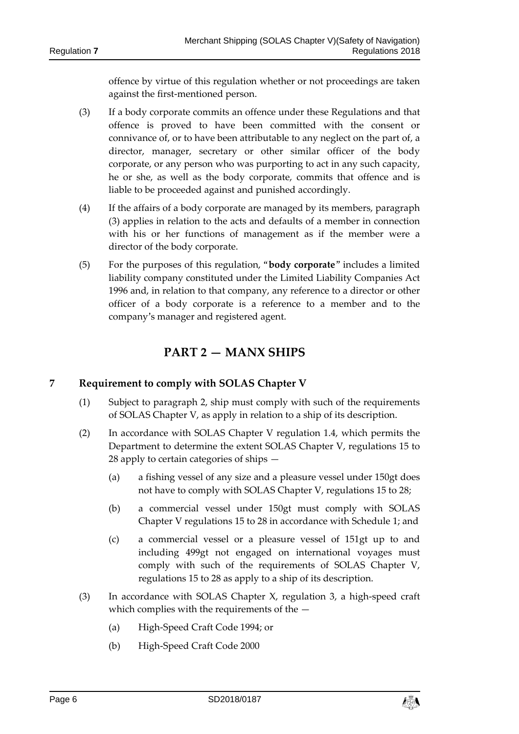offence by virtue of this regulation whether or not proceedings are taken against the first-mentioned person.

(3) If a body corporate commits an offence under these Regulations and that offence is proved to have been committed with the consent or connivance of, or to have been attributable to any neglect on the part of, a director, manager, secretary or other similar officer of the body corporate, or any person who was purporting to act in any such capacity, he or she, as well as the body corporate, commits that offence and is liable to be proceeded against and punished accordingly.

(4) If the affairs of a body corporate are managed by its members, paragraph (3) applies in relation to the acts and defaults of a member in connection with his or her functions of management as if the member were a director of the body corporate.

(5) For the purposes of this regulation, "**body corporate**" includes a limited liability company constituted under the Limited Liability Companies Act 1996 and, in relation to that company, any reference to a director or other officer of a body corporate is a reference to a member and to the company's manager and registered agent.

## PART 2 — MANX SHIPS

### 7 Requirement to comply with SOLAS Chapter V

(1) Subject to paragraph 2, ship must comply with such of the requirements of SOLAS Chapter V, as apply in relation to a ship of its description.

(2) In accordance with SOLAS Chapter V regulation 1.4, which permits the Department to determine the extent SOLAS Chapter V, regulations 15 to 28 apply to certain categories of ships —

(a) a fishing vessel of any size and a pleasure vessel under 150gt does not have to comply with SOLAS Chapter V, regulations 15 to 28;

(b) a commercial vessel under 150gt must comply with SOLAS Chapter V regulations 15 to 28 in accordance with Schedule 1; and

(c) a commercial vessel or a pleasure vessel of 151gt up to and including 499gt not engaged on international voyages must comply with such of the requirements of SOLAS Chapter V, regulations 15 to 28 as apply to a ship of its description.

(3) In accordance with SOLAS Chapter X, regulation 3, a high-speed craft which complies with the requirements of the —

(a) High-Speed Craft Code 1994; or

(b) High-Speed Craft Code 2000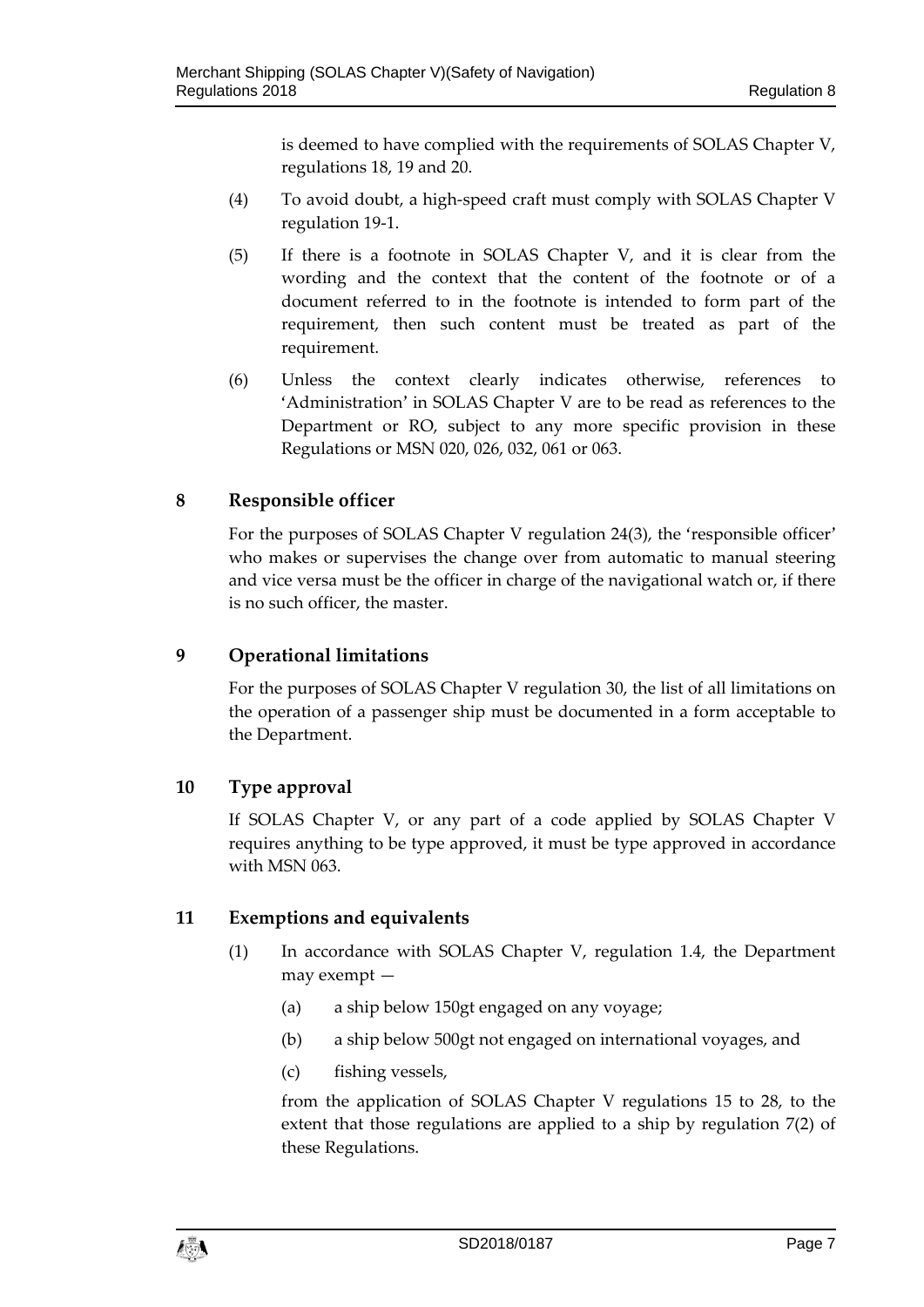is deemed to have complied with the requirements of SOLAS Chapter V, regulations 18, 19 and 20.

(4) To avoid doubt, a high-speed craft must comply with SOLAS Chapter V regulation 19-1.

(5) If there is a footnote in SOLAS Chapter V, and it is clear from the wording and the context that the content of the footnote or of a document referred to in the footnote is intended to form part of the requirement, then such content must be treated as part of the requirement.

(6) Unless the context clearly indicates otherwise, references to 'Administration' in SOLAS Chapter V are to be read as references to the Department or RO, subject to any more specific provision in these Regulations or MSN 020, 026, 032, 061 or 063.

## 8 Responsible officer

For the purposes of SOLAS Chapter V regulation 24(3), the 'responsible officer' who makes or supervises the change over from automatic to manual steering and vice versa must be the officer in charge of the navigational watch or, if there is no such officer, the master.

## 9 Operational limitations

For the purposes of SOLAS Chapter V regulation 30, the list of all limitations on the operation of a passenger ship must be documented in a form acceptable to the Department.

## 10 Type approval

If SOLAS Chapter V, or any part of a code applied by SOLAS Chapter V requires anything to be type approved, it must be type approved in accordance with MSN 063.

## 11 Exemptions and equivalents

(1) In accordance with SOLAS Chapter V, regulation 1.4, the Department may exempt —

(a) a ship below 150gt engaged on any voyage;

(b) a ship below 500gt not engaged on international voyages, and

(c) fishing vessels,

from the application of SOLAS Chapter V regulations 15 to 28, to the extent that those regulations are applied to a ship by regulation 7(2) of these Regulations.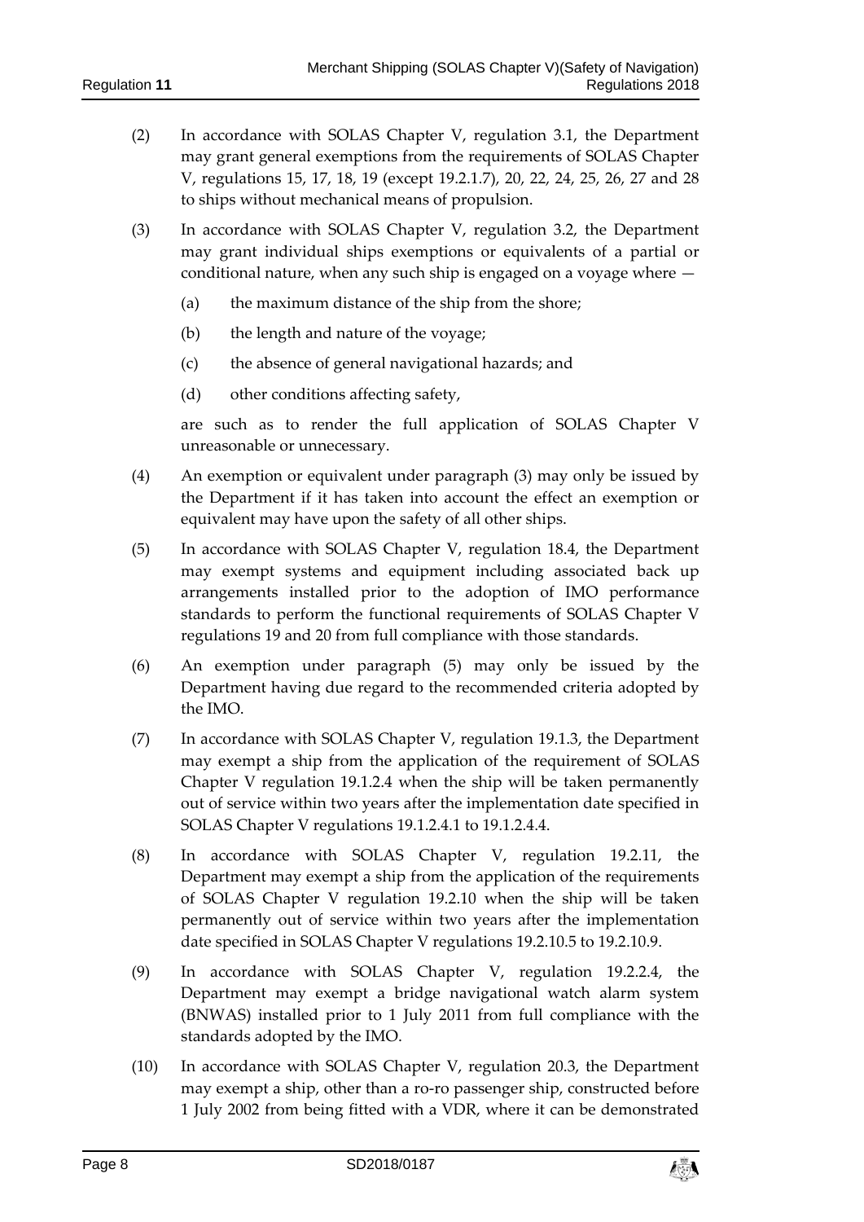(2) In accordance with SOLAS Chapter V, regulation 3.1, the Department may grant general exemptions from the requirements of SOLAS Chapter V, regulations 15, 17, 18, 19 (except 19.2.1.7), 20, 22, 24, 25, 26, 27 and 28 to ships without mechanical means of propulsion.

(3) In accordance with SOLAS Chapter V, regulation 3.2, the Department may grant individual ships exemptions or equivalents of a partial or conditional nature, when any such ship is engaged on a voyage where —

(a) the maximum distance of the ship from the shore;

(b) the length and nature of the voyage;

(c) the absence of general navigational hazards; and

(d) other conditions affecting safety,

are such as to render the full application of SOLAS Chapter V unreasonable or unnecessary.

(4) An exemption or equivalent under paragraph (3) may only be issued by the Department if it has taken into account the effect an exemption or equivalent may have upon the safety of all other ships.

(5) In accordance with SOLAS Chapter V, regulation 18.4, the Department may exempt systems and equipment including associated back up arrangements installed prior to the adoption of IMO performance standards to perform the functional requirements of SOLAS Chapter V regulations 19 and 20 from full compliance with those standards.

(6) An exemption under paragraph (5) may only be issued by the Department having due regard to the recommended criteria adopted by the IMO.

(7) In accordance with SOLAS Chapter V, regulation 19.1.3, the Department may exempt a ship from the application of the requirement of SOLAS Chapter V regulation 19.1.2.4 when the ship will be taken permanently out of service within two years after the implementation date specified in SOLAS Chapter V regulations 19.1.2.4.1 to 19.1.2.4.4.

(8) In accordance with SOLAS Chapter V, regulation 19.2.11, the Department may exempt a ship from the application of the requirements of SOLAS Chapter V regulation 19.2.10 when the ship will be taken permanently out of service within two years after the implementation date specified in SOLAS Chapter V regulations 19.2.10.5 to 19.2.10.9.

(9) In accordance with SOLAS Chapter V, regulation 19.2.2.4, the Department may exempt a bridge navigational watch alarm system (BNWAS) installed prior to 1 July 2011 from full compliance with the standards adopted by the IMO.

(10) In accordance with SOLAS Chapter V, regulation 20.3, the Department may exempt a ship, other than a ro-ro passenger ship, constructed before 1 July 2002 from being fitted with a VDR, where it can be demonstrated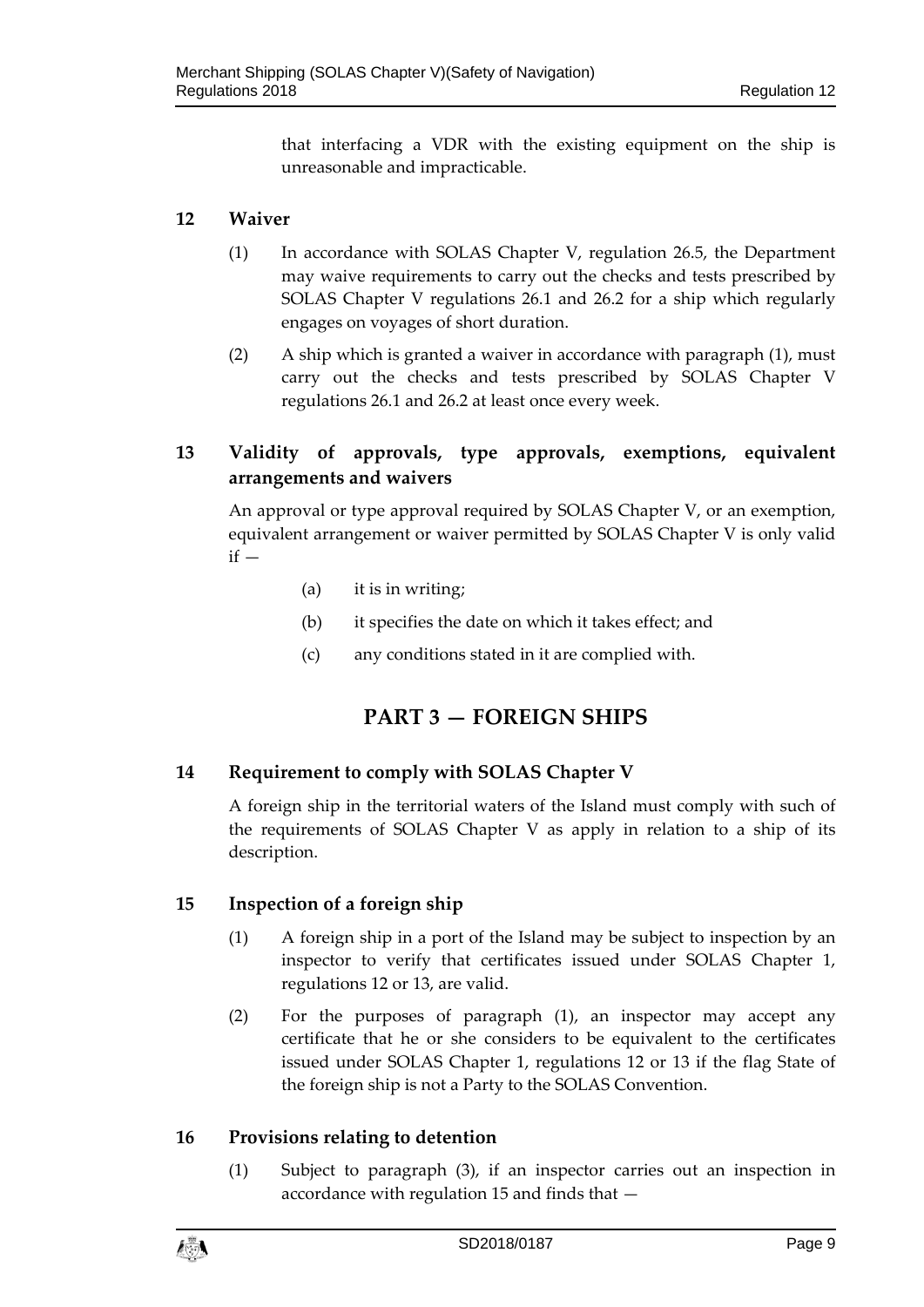that interfacing a VDR with the existing equipment on the ship is unreasonable and impracticable.

## 12 Waiver

(1) In accordance with SOLAS Chapter V, regulation 26.5, the Department may waive requirements to carry out the checks and tests prescribed by SOLAS Chapter V regulations 26.1 and 26.2 for a ship which regularly engages on voyages of short duration.

(2) A ship which is granted a waiver in accordance with paragraph (1), must carry out the checks and tests prescribed by SOLAS Chapter V regulations 26.1 and 26.2 at least once every week.

## 13 Validity of approvals, type approvals, exemptions, equivalent arrangements and waivers

An approval or type approval required by SOLAS Chapter V, or an exemption, equivalent arrangement or waiver permitted by SOLAS Chapter V is only valid if —

(a) it is in writing;

(b) it specifies the date on which it takes effect; and

(c) any conditions stated in it are complied with.

# PART 3 — FOREIGN SHIPS

## 14 Requirement to comply with SOLAS Chapter V

A foreign ship in the territorial waters of the Island must comply with such of the requirements of SOLAS Chapter V as apply in relation to a ship of its description.

## 15 Inspection of a foreign ship

(1) A foreign ship in a port of the Island may be subject to inspection by an inspector to verify that certificates issued under SOLAS Chapter 1, regulations 12 or 13, are valid.

(2) For the purposes of paragraph (1), an inspector may accept any certificate that he or she considers to be equivalent to the certificates issued under SOLAS Chapter 1, regulations 12 or 13 if the flag State of the foreign ship is not a Party to the SOLAS Convention.

## 16 Provisions relating to detention

(1) Subject to paragraph (3), if an inspector carries out an inspection in accordance with regulation 15 and finds that —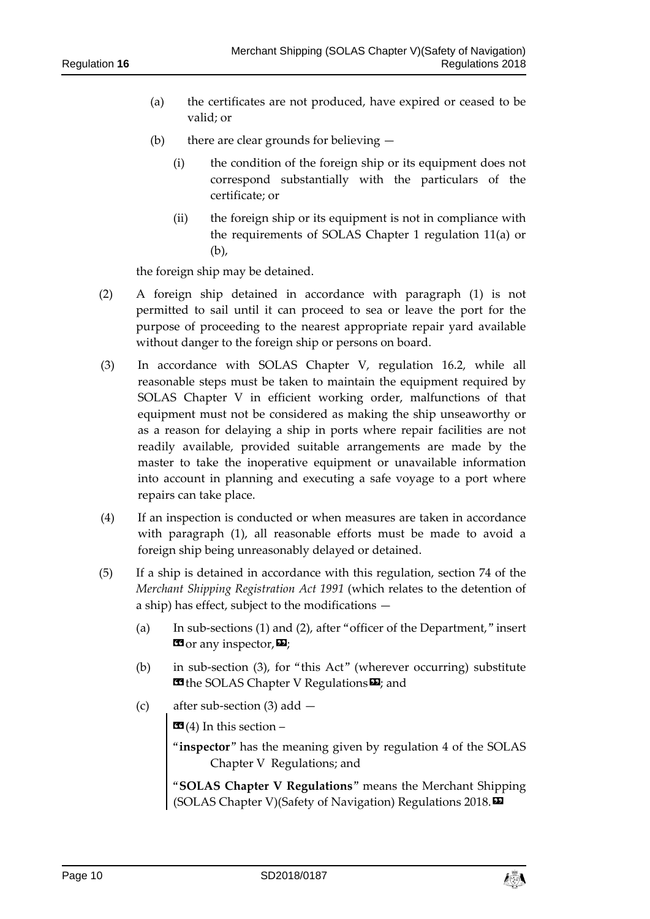(a) the certificates are not produced, have expired or ceased to be valid; or

(b) there are clear grounds for believing —

  (i) the condition of the foreign ship or its equipment does not correspond substantially with the particulars of the certificate; or

  (ii) the foreign ship or its equipment is not in compliance with the requirements of SOLAS Chapter 1 regulation 11(a) or (b),

the foreign ship may be detained.

(2) A foreign ship detained in accordance with paragraph (1) is not permitted to sail until it can proceed to sea or leave the port for the purpose of proceeding to the nearest appropriate repair yard available without danger to the foreign ship or persons on board.

(3) In accordance with SOLAS Chapter V, regulation 16.2, while all reasonable steps must be taken to maintain the equipment required by SOLAS Chapter V in efficient working order, malfunctions of that equipment must not be considered as making the ship unseaworthy or as a reason for delaying a ship in ports where repair facilities are not readily available, provided suitable arrangements are made by the master to take the inoperative equipment or unavailable information into account in planning and executing a safe voyage to a port where repairs can take place.

(4) If an inspection is conducted or when measures are taken in accordance with paragraph (1), all reasonable efforts must be made to avoid a foreign ship being unreasonably delayed or detained.

(5) If a ship is detained in accordance with this regulation, section 74 of the *Merchant Shipping Registration Act 1991* (which relates to the detention of a ship) has effect, subject to the modifications —

(a) In sub-sections (1) and (2), after "officer of the Department," insert «or any inspector,»;

(b) in sub-section (3), for "this Act" (wherever occurring) substitute «the SOLAS Chapter V Regulations»; and

(c) after sub-section (3) add —

> «(4) In this section –
>
> "**inspector**" has the meaning given by regulation 4 of the SOLAS Chapter V Regulations; and
>
> "**SOLAS Chapter V Regulations**" means the Merchant Shipping (SOLAS Chapter V)(Safety of Navigation) Regulations 2018.»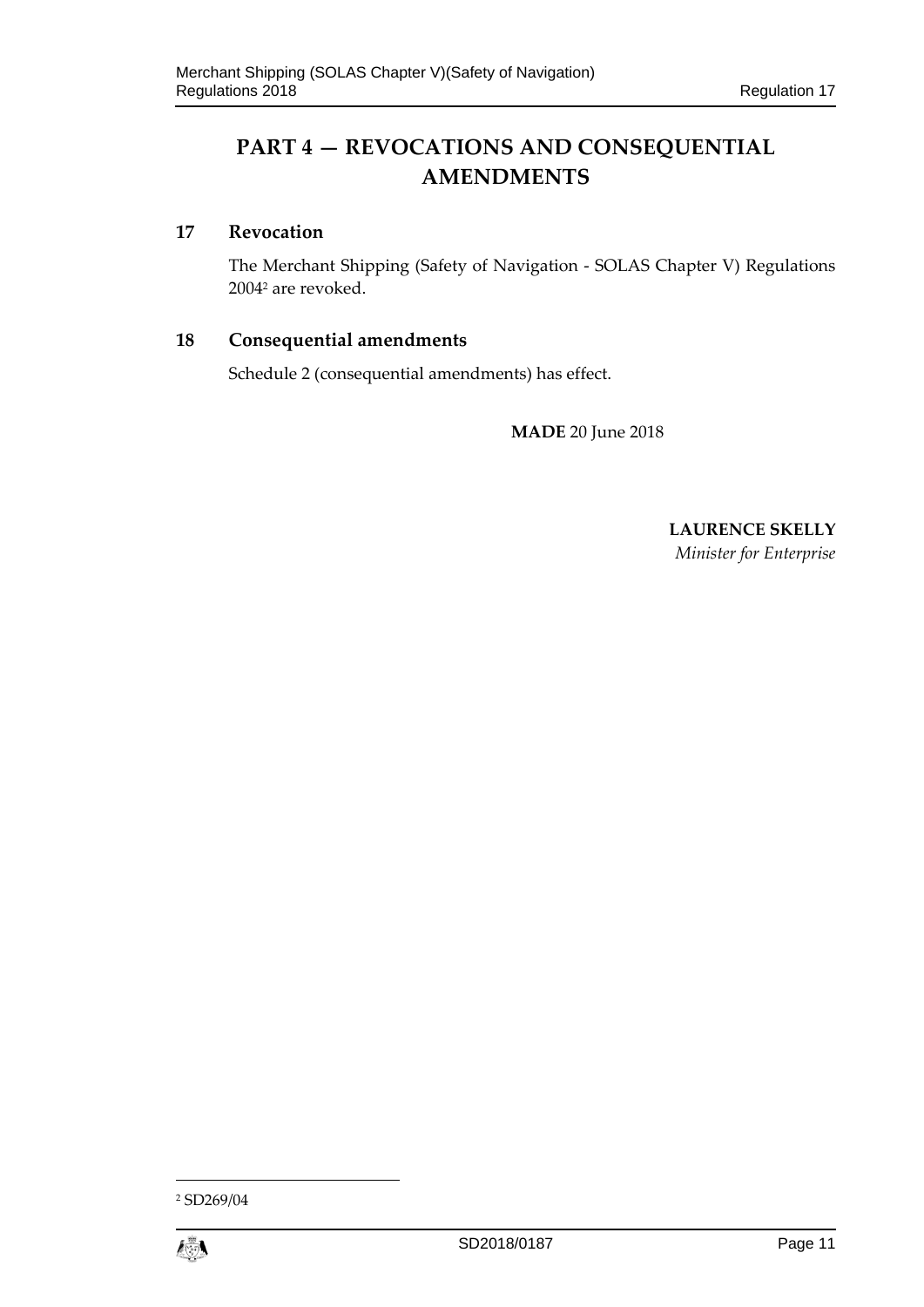# PART 4 — REVOCATIONS AND CONSEQUENTIAL AMENDMENTS

## 17 Revocation

The Merchant Shipping (Safety of Navigation - SOLAS Chapter V) Regulations 2004[2] are revoked.

## 18 Consequential amendments

Schedule 2 (consequential amendments) has effect.

**MADE** 20 June 2018

**LAURENCE SKELLY**
*Minister for Enterprise*

---

[2] SD269/04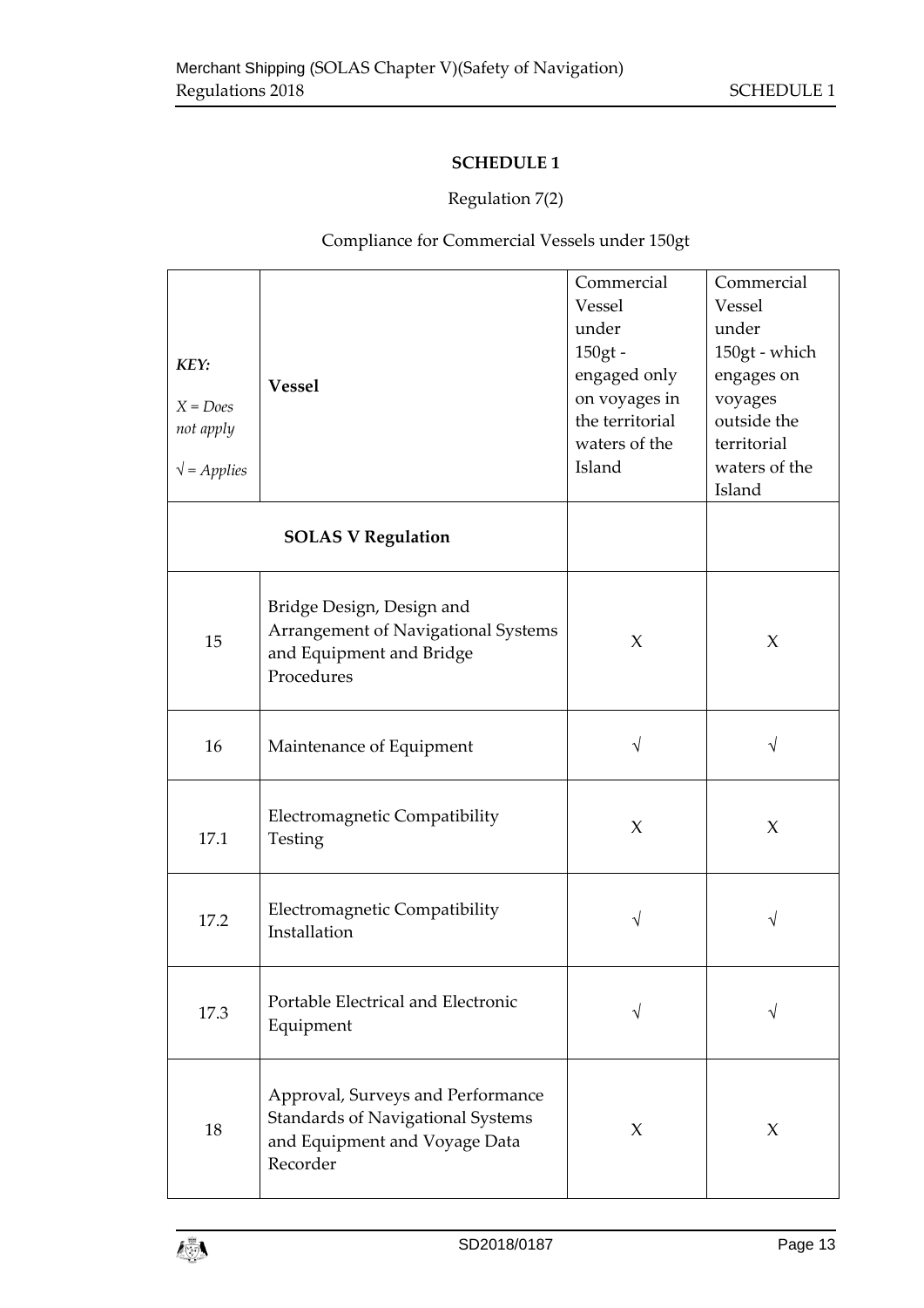## SCHEDULE 1

Regulation 7(2)

Compliance for Commercial Vessels under 150gt

| *KEY:* *X = Does not apply* *√ = Applies* | **Vessel** | Commercial Vessel under 150gt - engaged only on voyages in the territorial waters of the Island | Commercial Vessel under 150gt - which engages on voyages outside the territorial waters of the Island |
|---|---|---|---|
| **SOLAS V Regulation** | | | |
| 15 | Bridge Design, Design and Arrangement of Navigational Systems and Equipment and Bridge Procedures | X | X |
| 16 | Maintenance of Equipment | √ | √ |
| 17.1 | Electromagnetic Compatibility Testing | X | X |
| 17.2 | Electromagnetic Compatibility Installation | √ | √ |
| 17.3 | Portable Electrical and Electronic Equipment | √ | √ |
| 18 | Approval, Surveys and Performance Standards of Navigational Systems and Equipment and Voyage Data Recorder | X | X |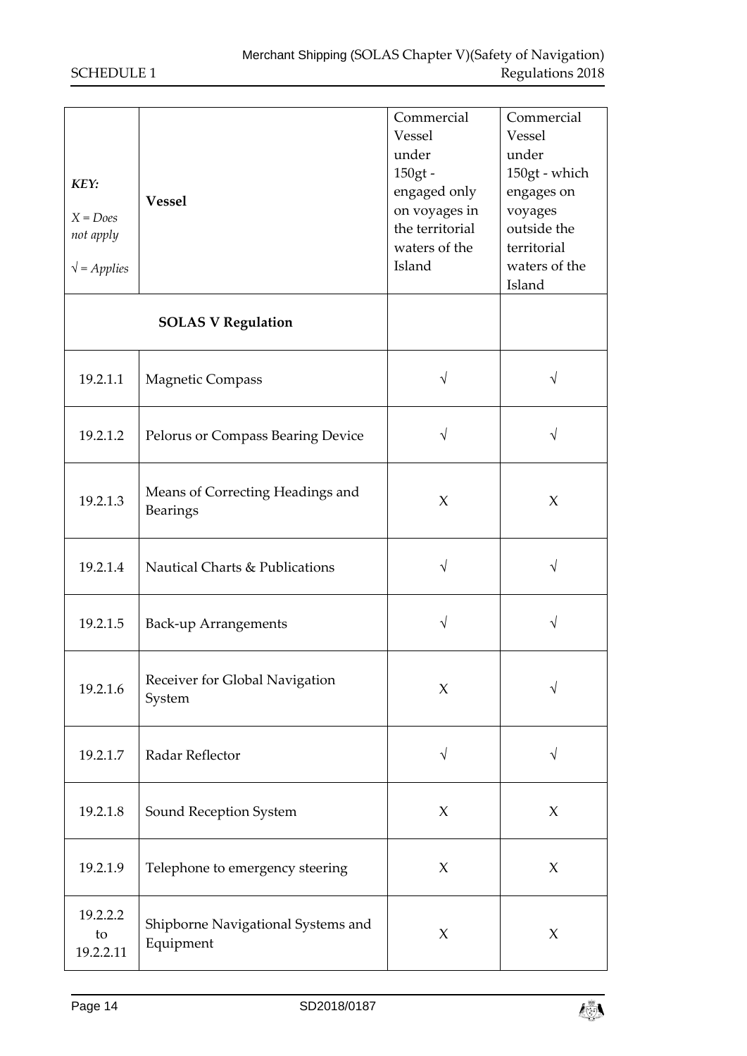| *KEY:* *X = Does not apply* *√ = Applies* | **Vessel** | Commercial Vessel under 150gt - engaged only on voyages in the territorial waters of the Island | Commercial Vessel under 150gt - which engages on voyages outside the territorial waters of the Island |
|---|---|---|---|
| **SOLAS V Regulation** | | | |
| 19.2.1.1 | Magnetic Compass | √ | √ |
| 19.2.1.2 | Pelorus or Compass Bearing Device | √ | √ |
| 19.2.1.3 | Means of Correcting Headings and Bearings | X | X |
| 19.2.1.4 | Nautical Charts & Publications | √ | √ |
| 19.2.1.5 | Back-up Arrangements | √ | √ |
| 19.2.1.6 | Receiver for Global Navigation System | X | √ |
| 19.2.1.7 | Radar Reflector | √ | √ |
| 19.2.1.8 | Sound Reception System | X | X |
| 19.2.1.9 | Telephone to emergency steering | X | X |
| 19.2.2.2 to 19.2.2.11 | Shipborne Navigational Systems and Equipment | X | X |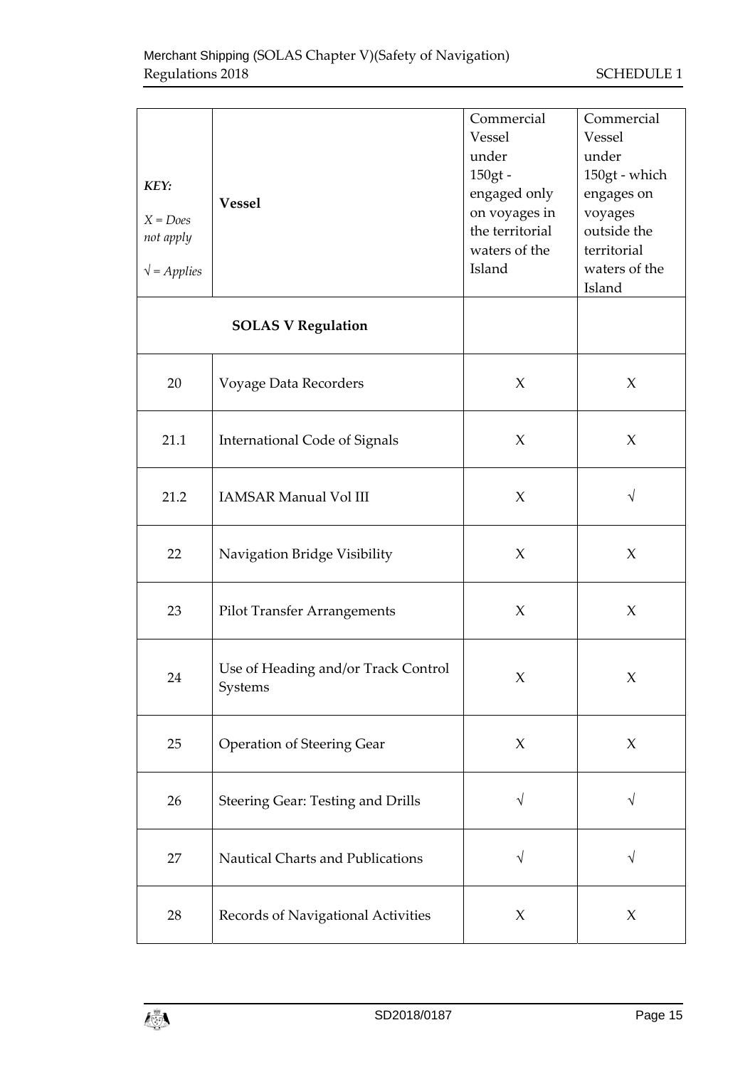| *KEY:* *X = Does not apply* *√ = Applies* | **Vessel** | Commercial Vessel under 150gt - engaged only on voyages in the territorial waters of the Island | Commercial Vessel under 150gt - which engages on voyages outside the territorial waters of the Island |
|---|---|---|---|
| **SOLAS V Regulation** | | | |
| 20 | Voyage Data Recorders | X | X |
| 21.1 | International Code of Signals | X | X |
| 21.2 | IAMSAR Manual Vol III | X | √ |
| 22 | Navigation Bridge Visibility | X | X |
| 23 | Pilot Transfer Arrangements | X | X |
| 24 | Use of Heading and/or Track Control Systems | X | X |
| 25 | Operation of Steering Gear | X | X |
| 26 | Steering Gear: Testing and Drills | √ | √ |
| 27 | Nautical Charts and Publications | √ | √ |
| 28 | Records of Navigational Activities | X | X |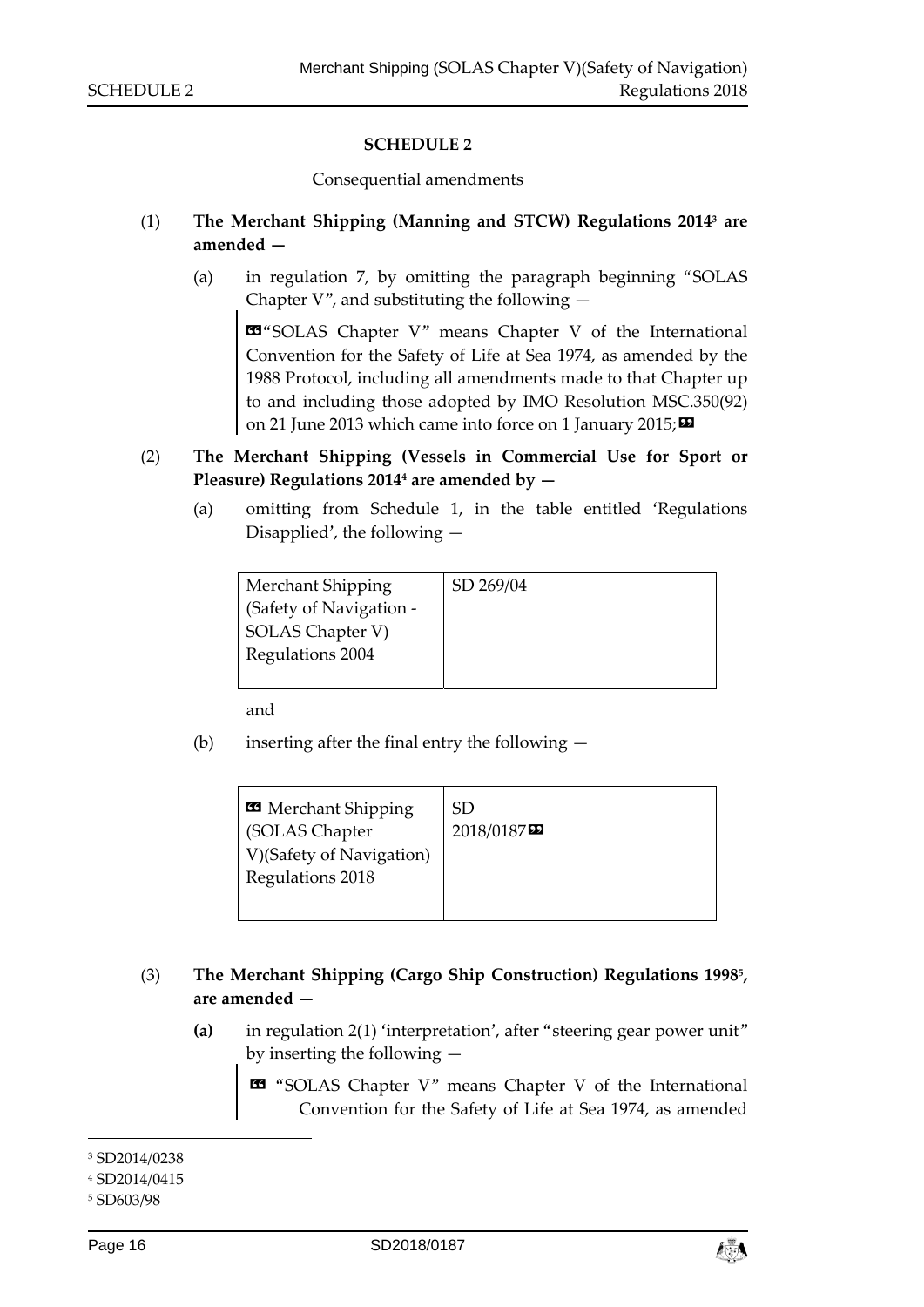## SCHEDULE 2

Consequential amendments

(1) **The Merchant Shipping (Manning and STCW) Regulations 2014[3] are amended —**

(a) in regulation 7, by omitting the paragraph beginning "SOLAS Chapter V", and substituting the following —

> "SOLAS Chapter V" means Chapter V of the International Convention for the Safety of Life at Sea 1974, as amended by the 1988 Protocol, including all amendments made to that Chapter up to and including those adopted by IMO Resolution MSC.350(92) on 21 June 2013 which came into force on 1 January 2015;

(2) **The Merchant Shipping (Vessels in Commercial Use for Sport or Pleasure) Regulations 2014[4] are amended by —**

(a) omitting from Schedule 1, in the table entitled 'Regulations Disapplied', the following —

| Merchant Shipping (Safety of Navigation - SOLAS Chapter V) Regulations 2004 | SD 269/04 | |
|---|---|---|

and

(b) inserting after the final entry the following —

| Merchant Shipping (SOLAS Chapter V)(Safety of Navigation) Regulations 2018 | SD 2018/0187 | |
|---|---|---|

(3) **The Merchant Shipping (Cargo Ship Construction) Regulations 1998[5], are amended —**

**(a)** in regulation 2(1) 'interpretation', after "steering gear power unit" by inserting the following —

> "SOLAS Chapter V" means Chapter V of the International Convention for the Safety of Life at Sea 1974, as amended

---

[3] SD2014/0238

[4] SD2014/0415

[5] SD603/98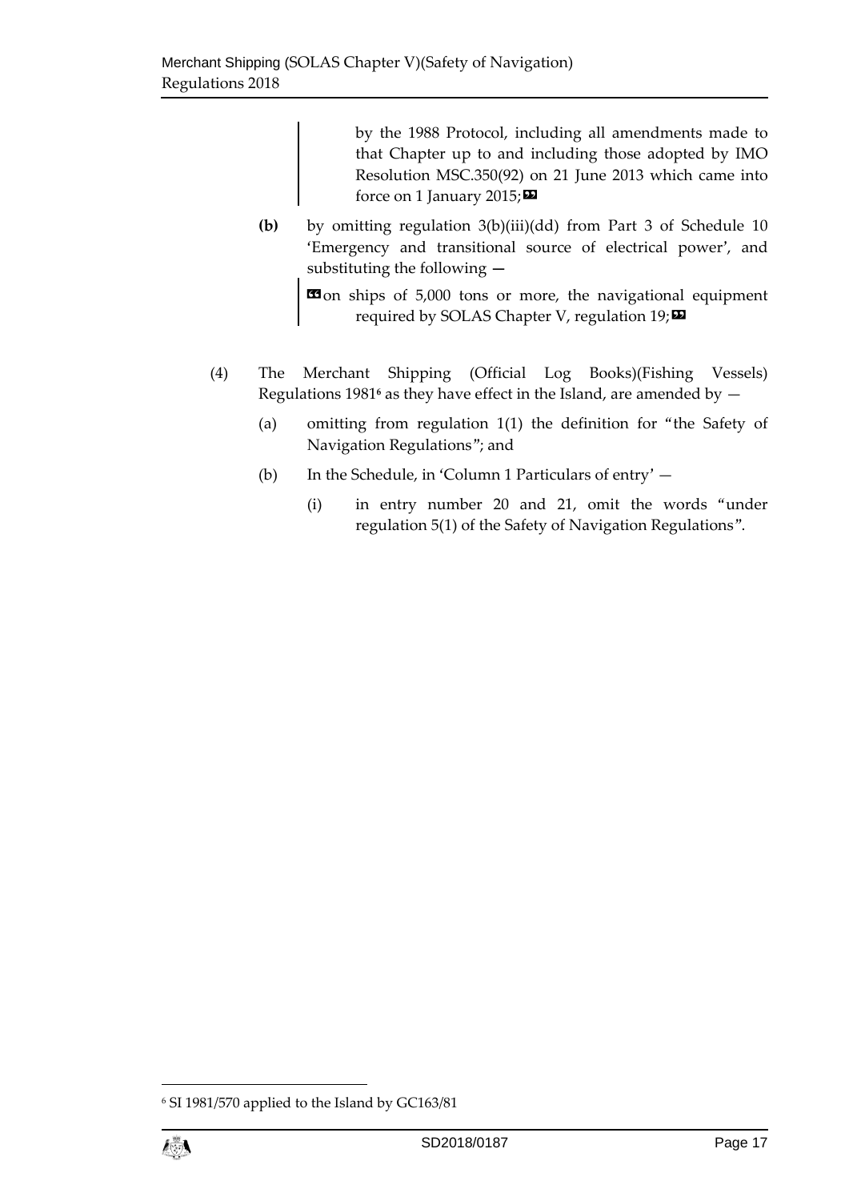by the 1988 Protocol, including all amendments made to that Chapter up to and including those adopted by IMO Resolution MSC.350(92) on 21 June 2013 which came into force on 1 January 2015;»

**(b)** by omitting regulation 3(b)(iii)(dd) from Part 3 of Schedule 10 'Emergency and transitional source of electrical power', and substituting the following —

«on ships of 5,000 tons or more, the navigational equipment required by SOLAS Chapter V, regulation 19;»

(4) The Merchant Shipping (Official Log Books)(Fishing Vessels) Regulations 1981[6] as they have effect in the Island, are amended by —

(a) omitting from regulation 1(1) the definition for "the Safety of Navigation Regulations"; and

(b) In the Schedule, in 'Column 1 Particulars of entry' —

(i) in entry number 20 and 21, omit the words "under regulation 5(1) of the Safety of Navigation Regulations".

[6] SI 1981/570 applied to the Island by GC163/81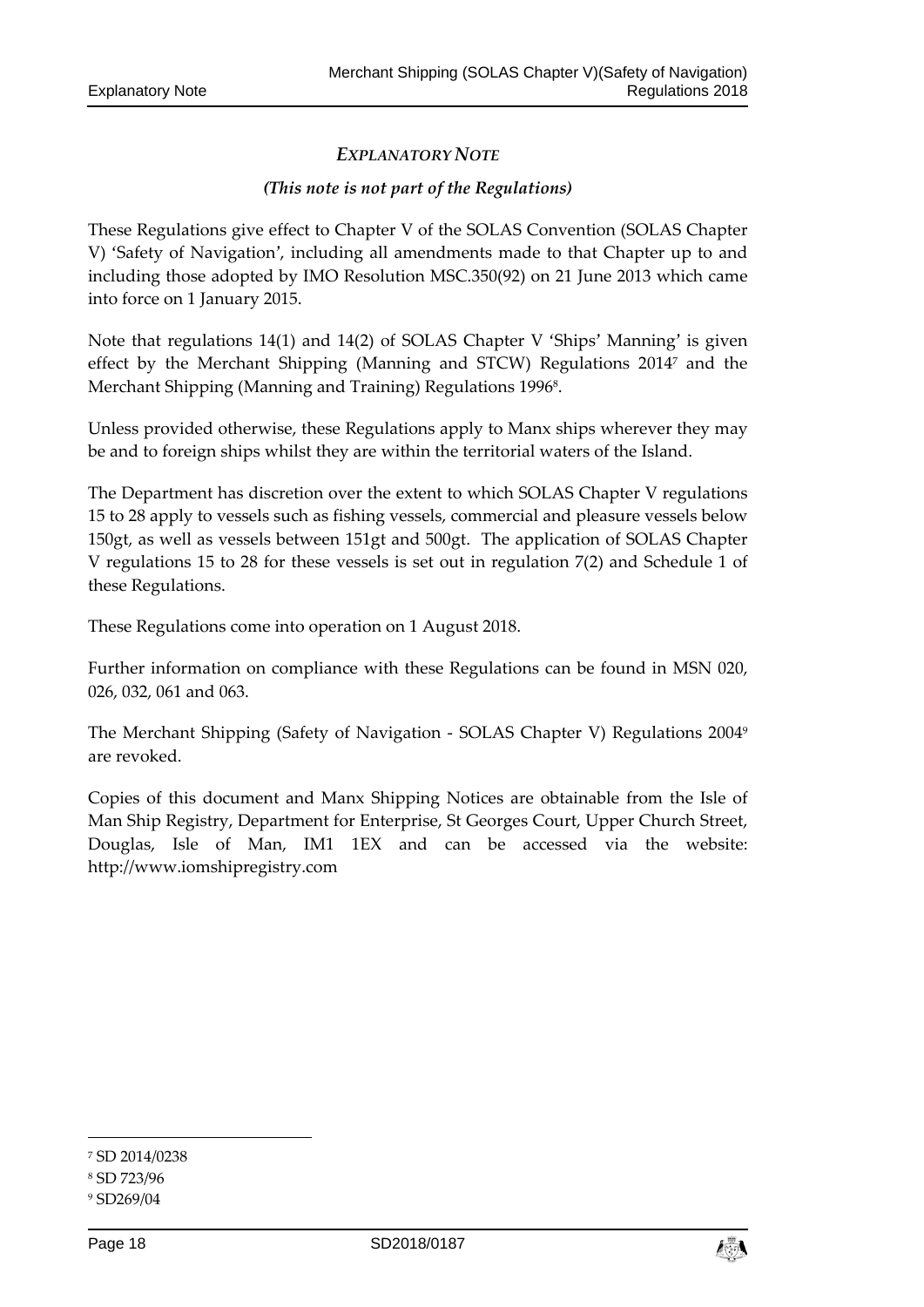## *EXPLANATORY NOTE*

***(This note is not part of the Regulations)***

These Regulations give effect to Chapter V of the SOLAS Convention (SOLAS Chapter V) 'Safety of Navigation', including all amendments made to that Chapter up to and including those adopted by IMO Resolution MSC.350(92) on 21 June 2013 which came into force on 1 January 2015.

Note that regulations 14(1) and 14(2) of SOLAS Chapter V 'Ships' Manning' is given effect by the Merchant Shipping (Manning and STCW) Regulations 2014[7] and the Merchant Shipping (Manning and Training) Regulations 1996[8].

Unless provided otherwise, these Regulations apply to Manx ships wherever they may be and to foreign ships whilst they are within the territorial waters of the Island.

The Department has discretion over the extent to which SOLAS Chapter V regulations 15 to 28 apply to vessels such as fishing vessels, commercial and pleasure vessels below 150gt, as well as vessels between 151gt and 500gt. The application of SOLAS Chapter V regulations 15 to 28 for these vessels is set out in regulation 7(2) and Schedule 1 of these Regulations.

These Regulations come into operation on 1 August 2018.

Further information on compliance with these Regulations can be found in MSN 020, 026, 032, 061 and 063.

The Merchant Shipping (Safety of Navigation - SOLAS Chapter V) Regulations 2004[9] are revoked.

Copies of this document and Manx Shipping Notices are obtainable from the Isle of Man Ship Registry, Department for Enterprise, St Georges Court, Upper Church Street, Douglas, Isle of Man, IM1 1EX and can be accessed via the website: http://www.iomshipregistry.com

---

[7] SD 2014/0238

[8] SD 723/96

[9] SD269/04